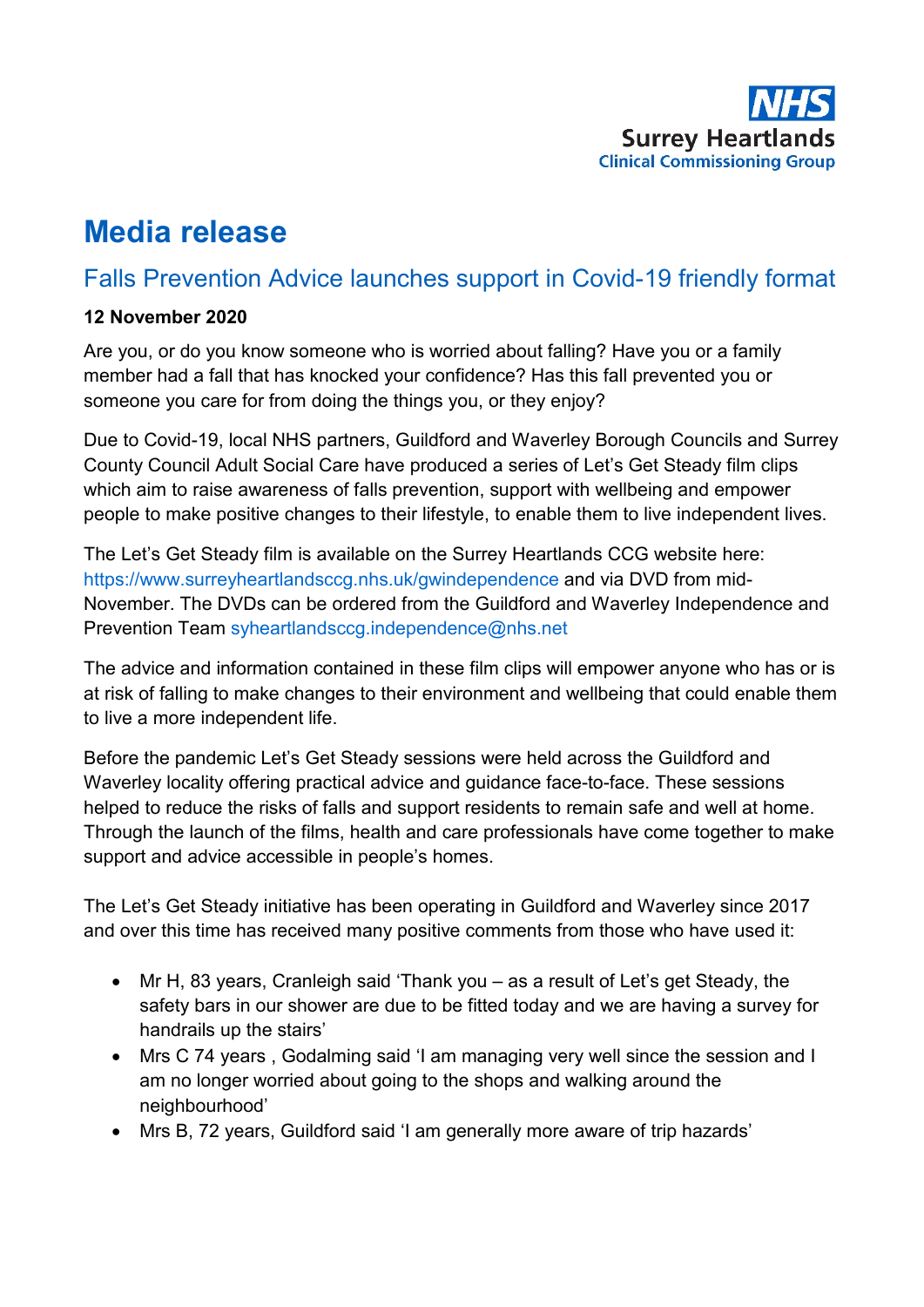NHS
Surrey Heartlands
Clinical Commissioning Group

# Media release

## Falls Prevention Advice launches support in Covid-19 friendly format

**12 November 2020**

Are you, or do you know someone who is worried about falling? Have you or a family member had a fall that has knocked your confidence? Has this fall prevented you or someone you care for from doing the things you, or they enjoy?

Due to Covid-19, local NHS partners, Guildford and Waverley Borough Councils and Surrey County Council Adult Social Care have produced a series of Let's Get Steady film clips which aim to raise awareness of falls prevention, support with wellbeing and empower people to make positive changes to their lifestyle, to enable them to live independent lives.

The Let's Get Steady film is available on the Surrey Heartlands CCG website here: https://www.surreyheartlandsccg.nhs.uk/gwindependence and via DVD from mid-November. The DVDs can be ordered from the Guildford and Waverley Independence and Prevention Team syheartlandsccg.independence@nhs.net

The advice and information contained in these film clips will empower anyone who has or is at risk of falling to make changes to their environment and wellbeing that could enable them to live a more independent life.

Before the pandemic Let's Get Steady sessions were held across the Guildford and Waverley locality offering practical advice and guidance face-to-face. These sessions helped to reduce the risks of falls and support residents to remain safe and well at home. Through the launch of the films, health and care professionals have come together to make support and advice accessible in people's homes.

The Let's Get Steady initiative has been operating in Guildford and Waverley since 2017 and over this time has received many positive comments from those who have used it:

- Mr H, 83 years, Cranleigh said 'Thank you – as a result of Let's get Steady, the safety bars in our shower are due to be fitted today and we are having a survey for handrails up the stairs'
- Mrs C 74 years , Godalming said 'I am managing very well since the session and I am no longer worried about going to the shops and walking around the neighbourhood'
- Mrs B, 72 years, Guildford said 'I am generally more aware of trip hazards'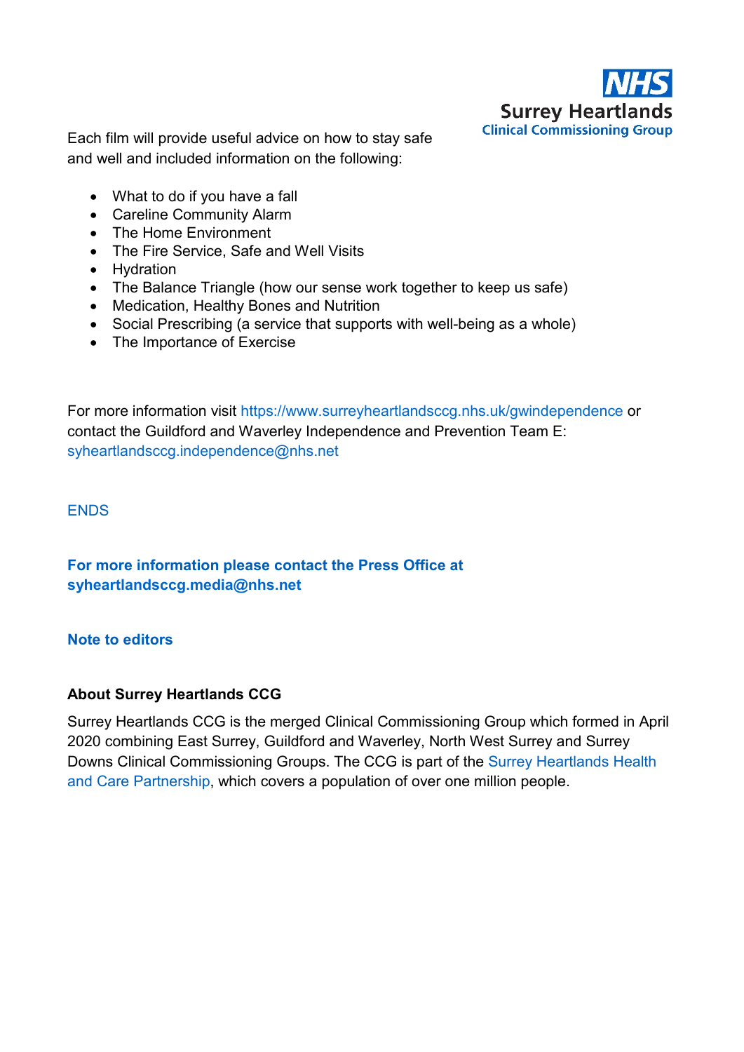Each film will provide useful advice on how to stay safe and well and included information on the following:

- What to do if you have a fall
- Careline Community Alarm
- The Home Environment
- The Fire Service, Safe and Well Visits
- Hydration
- The Balance Triangle (how our sense work together to keep us safe)
- Medication, Healthy Bones and Nutrition
- Social Prescribing (a service that supports with well-being as a whole)
- The Importance of Exercise

For more information visit https://www.surreyheartlandsccg.nhs.uk/gwindependence or contact the Guildford and Waverley Independence and Prevention Team E: syheartlandsccg.independence@nhs.net

ENDS

**For more information please contact the Press Office at syheartlandsccg.media@nhs.net**

**Note to editors**

**About Surrey Heartlands CCG**

Surrey Heartlands CCG is the merged Clinical Commissioning Group which formed in April 2020 combining East Surrey, Guildford and Waverley, North West Surrey and Surrey Downs Clinical Commissioning Groups. The CCG is part of the Surrey Heartlands Health and Care Partnership, which covers a population of over one million people.